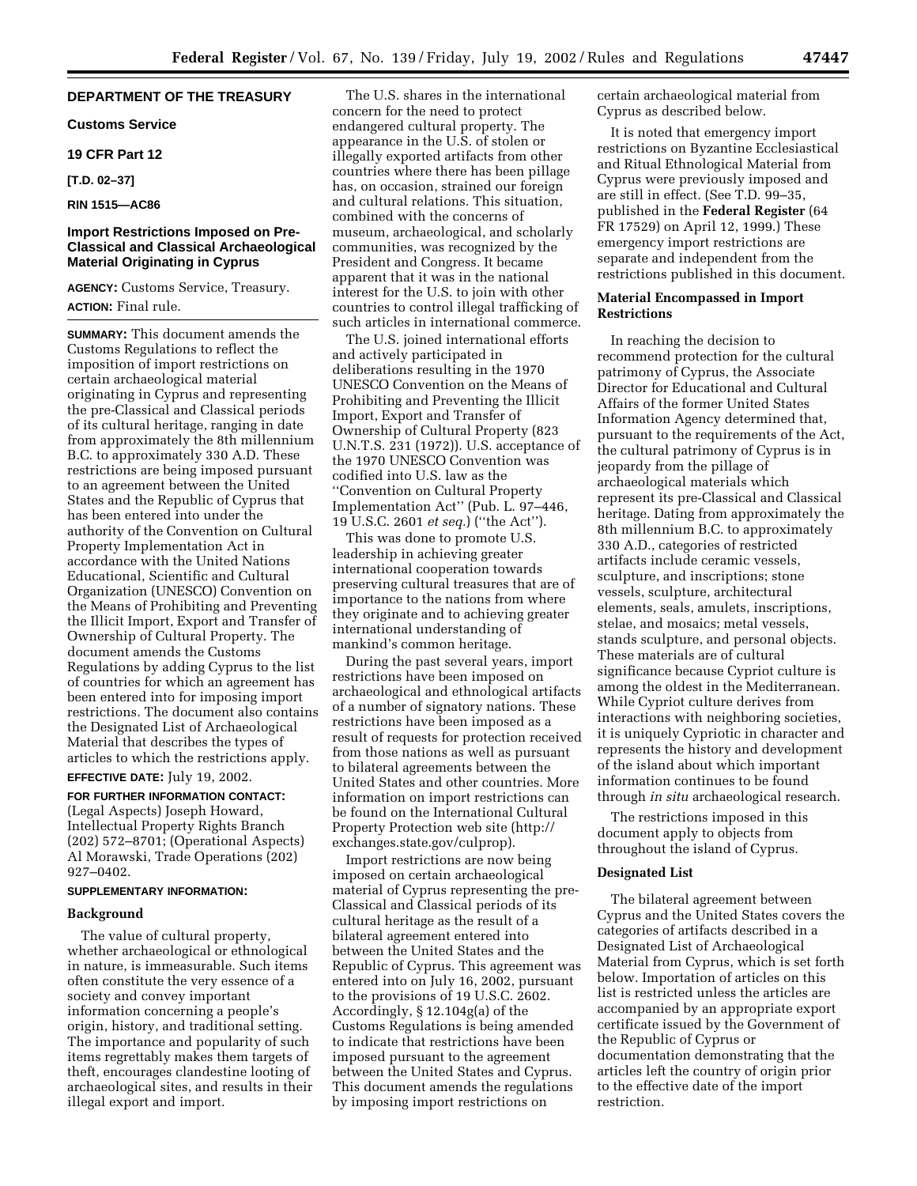## DEPARTMENT OF THE TREASURY

### Customs Service

### 19 CFR Part 12

**[T.D. 02–37]**

**RIN 1515—AC86**

### Import Restrictions Imposed on Pre-Classical and Classical Archaeological Material Originating in Cyprus

**AGENCY:** Customs Service, Treasury.

**ACTION:** Final rule.

**SUMMARY:** This document amends the Customs Regulations to reflect the imposition of import restrictions on certain archaeological material originating in Cyprus and representing the pre-Classical and Classical periods of its cultural heritage, ranging in date from approximately the 8th millennium B.C. to approximately 330 A.D. These restrictions are being imposed pursuant to an agreement between the United States and the Republic of Cyprus that has been entered into under the authority of the Convention on Cultural Property Implementation Act in accordance with the United Nations Educational, Scientific and Cultural Organization (UNESCO) Convention on the Means of Prohibiting and Preventing the Illicit Import, Export and Transfer of Ownership of Cultural Property. The document amends the Customs Regulations by adding Cyprus to the list of countries for which an agreement has been entered into for imposing import restrictions. The document also contains the Designated List of Archaeological Material that describes the types of articles to which the restrictions apply.

**EFFECTIVE DATE:** July 19, 2002.

**FOR FURTHER INFORMATION CONTACT:** (Legal Aspects) Joseph Howard, Intellectual Property Rights Branch (202) 572–8701; (Operational Aspects) Al Morawski, Trade Operations (202) 927–0402.

**SUPPLEMENTARY INFORMATION:**

#### Background

The value of cultural property, whether archaeological or ethnological in nature, is immeasurable. Such items often constitute the very essence of a society and convey important information concerning a people's origin, history, and traditional setting. The importance and popularity of such items regrettably makes them targets of theft, encourages clandestine looting of archaeological sites, and results in their illegal export and import.

The U.S. shares in the international concern for the need to protect endangered cultural property. The appearance in the U.S. of stolen or illegally exported artifacts from other countries where there has been pillage has, on occasion, strained our foreign and cultural relations. This situation, combined with the concerns of museum, archaeological, and scholarly communities, was recognized by the President and Congress. It became apparent that it was in the national interest for the U.S. to join with other countries to control illegal trafficking of such articles in international commerce.

The U.S. joined international efforts and actively participated in deliberations resulting in the 1970 UNESCO Convention on the Means of Prohibiting and Preventing the Illicit Import, Export and Transfer of Ownership of Cultural Property (823 U.N.T.S. 231 (1972)). U.S. acceptance of the 1970 UNESCO Convention was codified into U.S. law as the ''Convention on Cultural Property Implementation Act'' (Pub. L. 97–446, 19 U.S.C. 2601 *et seq.*) (''the Act'').

This was done to promote U.S. leadership in achieving greater international cooperation towards preserving cultural treasures that are of importance to the nations from where they originate and to achieving greater international understanding of mankind's common heritage.

During the past several years, import restrictions have been imposed on archaeological and ethnological artifacts of a number of signatory nations. These restrictions have been imposed as a result of requests for protection received from those nations as well as pursuant to bilateral agreements between the United States and other countries. More information on import restrictions can be found on the International Cultural Property Protection web site (http://exchanges.state.gov/culprop).

Import restrictions are now being imposed on certain archaeological material of Cyprus representing the pre-Classical and Classical periods of its cultural heritage as the result of a bilateral agreement entered into between the United States and the Republic of Cyprus. This agreement was entered into on July 16, 2002, pursuant to the provisions of 19 U.S.C. 2602. Accordingly, § 12.104g(a) of the Customs Regulations is being amended to indicate that restrictions have been imposed pursuant to the agreement between the United States and Cyprus. This document amends the regulations by imposing import restrictions on certain archaeological material from Cyprus as described below.

It is noted that emergency import restrictions on Byzantine Ecclesiastical and Ritual Ethnological Material from Cyprus were previously imposed and are still in effect. (See T.D. 99–35, published in the **Federal Register** (64 FR 17529) on April 12, 1999.) These emergency import restrictions are separate and independent from the restrictions published in this document.

#### Material Encompassed in Import Restrictions

In reaching the decision to recommend protection for the cultural patrimony of Cyprus, the Associate Director for Educational and Cultural Affairs of the former United States Information Agency determined that, pursuant to the requirements of the Act, the cultural patrimony of Cyprus is in jeopardy from the pillage of archaeological materials which represent its pre-Classical and Classical heritage. Dating from approximately the 8th millennium B.C. to approximately 330 A.D., categories of restricted artifacts include ceramic vessels, sculpture, and inscriptions; stone vessels, sculpture, architectural elements, seals, amulets, inscriptions, stelae, and mosaics; metal vessels, stands sculpture, and personal objects. These materials are of cultural significance because Cypriot culture is among the oldest in the Mediterranean. While Cypriot culture derives from interactions with neighboring societies, it is uniquely Cypriotic in character and represents the history and development of the island about which important information continues to be found through *in situ* archaeological research.

The restrictions imposed in this document apply to objects from throughout the island of Cyprus.

#### Designated List

The bilateral agreement between Cyprus and the United States covers the categories of artifacts described in a Designated List of Archaeological Material from Cyprus, which is set forth below. Importation of articles on this list is restricted unless the articles are accompanied by an appropriate export certificate issued by the Government of the Republic of Cyprus or documentation demonstrating that the articles left the country of origin prior to the effective date of the import restriction.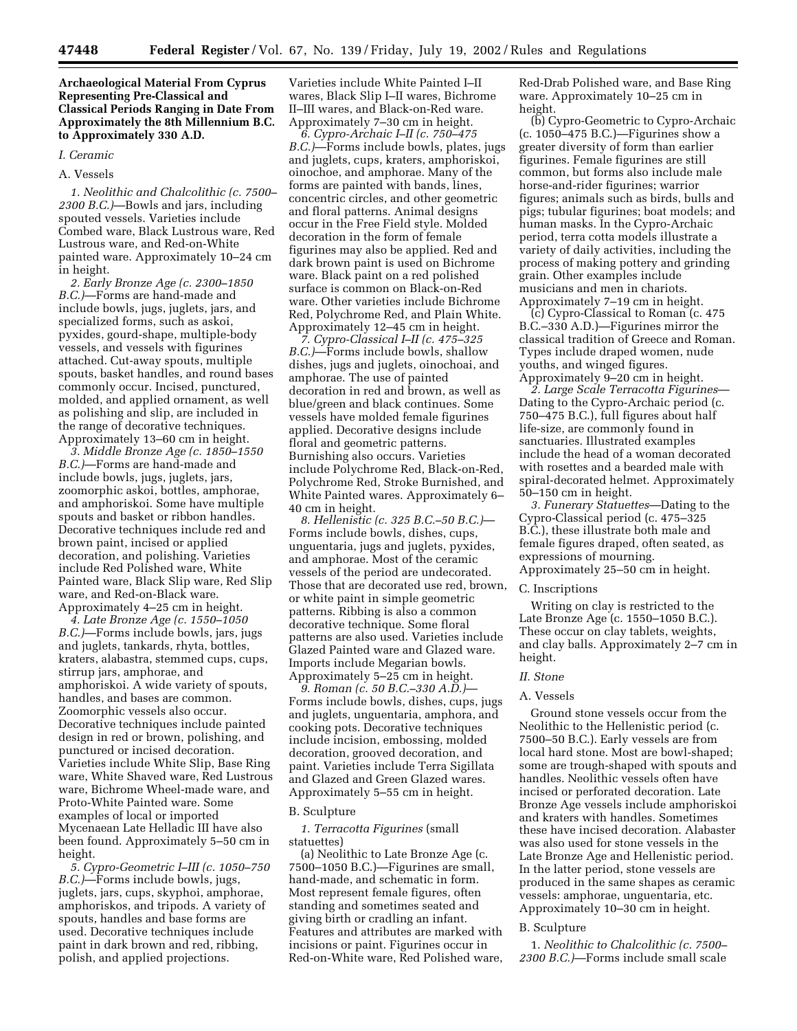**Archaeological Material From Cyprus Representing Pre-Classical and Classical Periods Ranging in Date From Approximately the 8th Millennium B.C. to Approximately 330 A.D.**

*I. Ceramic*

A. Vessels

*1. Neolithic and Chalcolithic (c. 7500–2300 B.C.)*—Bowls and jars, including spouted vessels. Varieties include Combed ware, Black Lustrous ware, Red Lustrous ware, and Red-on-White painted ware. Approximately 10–24 cm in height.

*2. Early Bronze Age (c. 2300–1850 B.C.)*—Forms are hand-made and include bowls, jugs, juglets, jars, and specialized forms, such as askoi, pyxides, gourd-shape, multiple-body vessels, and vessels with figurines attached. Cut-away spouts, multiple spouts, basket handles, and round bases commonly occur. Incised, punctured, molded, and applied ornament, as well as polishing and slip, are included in the range of decorative techniques. Approximately 13–60 cm in height.

*3. Middle Bronze Age (c. 1850–1550 B.C.)*—Forms are hand-made and include bowls, jugs, juglets, jars, zoomorphic askoi, bottles, amphorae, and amphoriskoi. Some have multiple spouts and basket or ribbon handles. Decorative techniques include red and brown paint, incised or applied decoration, and polishing. Varieties include Red Polished ware, White Painted ware, Black Slip ware, Red Slip ware, and Red-on-Black ware. Approximately 4–25 cm in height.

*4. Late Bronze Age (c. 1550–1050 B.C.)*—Forms include bowls, jars, jugs and juglets, tankards, rhyta, bottles, kraters, alabastra, stemmed cups, cups, stirrup jars, amphorae, and amphoriskoi. A wide variety of spouts, handles, and bases are common. Zoomorphic vessels also occur. Decorative techniques include painted design in red or brown, polishing, and punctured or incised decoration. Varieties include White Slip, Base Ring ware, White Shaved ware, Red Lustrous ware, Bichrome Wheel-made ware, and Proto-White Painted ware. Some examples of local or imported Mycenaean Late Helladic III have also been found. Approximately 5–50 cm in height.

*5. Cypro-Geometric I–III (c. 1050–750 B.C.)*—Forms include bowls, jugs, juglets, jars, cups, skyphoi, amphorae, amphoriskos, and tripods. A variety of spouts, handles and base forms are used. Decorative techniques include paint in dark brown and red, ribbing, polish, and applied projections. Varieties include White Painted I–II wares, Black Slip I–II wares, Bichrome II–III wares, and Black-on-Red ware. Approximately 7–30 cm in height.

*6. Cypro-Archaic I–II (c. 750–475 B.C.)*—Forms include bowls, plates, jugs and juglets, cups, kraters, amphoriskoi, oinochoe, and amphorae. Many of the forms are painted with bands, lines, concentric circles, and other geometric and floral patterns. Animal designs occur in the Free Field style. Molded decoration in the form of female figurines may also be applied. Red and dark brown paint is used on Bichrome ware. Black paint on a red polished surface is common on Black-on-Red ware. Other varieties include Bichrome Red, Polychrome Red, and Plain White. Approximately 12–45 cm in height.

*7. Cypro-Classical I–II (c. 475–325 B.C.)*—Forms include bowls, shallow dishes, jugs and juglets, oinochoai, and amphorae. The use of painted decoration in red and brown, as well as blue/green and black continues. Some vessels have molded female figurines applied. Decorative designs include floral and geometric patterns. Burnishing also occurs. Varieties include Polychrome Red, Black-on-Red, Polychrome Red, Stroke Burnished, and White Painted wares. Approximately 6–40 cm in height.

*8. Hellenistic (c. 325 B.C.–50 B.C.)*—Forms include bowls, dishes, cups, unguentaria, jugs and juglets, pyxides, and amphorae. Most of the ceramic vessels of the period are undecorated. Those that are decorated use red, brown, or white paint in simple geometric patterns. Ribbing is also a common decorative technique. Some floral patterns are also used. Varieties include Glazed Painted ware and Glazed ware. Imports include Megarian bowls. Approximately 5–25 cm in height.

*9. Roman (c. 50 B.C.–330 A.D.)*—Forms include bowls, dishes, cups, jugs and juglets, unguentaria, amphora, and cooking pots. Decorative techniques include incision, embossing, molded decoration, grooved decoration, and paint. Varieties include Terra Sigillata and Glazed and Green Glazed wares. Approximately 5–55 cm in height.

B. Sculpture

*1. Terracotta Figurines* (small statuettes)

(a) Neolithic to Late Bronze Age (c. 7500–1050 B.C.)—Figurines are small, hand-made, and schematic in form. Most represent female figures, often standing and sometimes seated and giving birth or cradling an infant. Features and attributes are marked with incisions or paint. Figurines occur in Red-on-White ware, Red Polished ware, Red-Drab Polished ware, and Base Ring ware. Approximately 10–25 cm in height.

(b) Cypro-Geometric to Cypro-Archaic (c. 1050–475 B.C.)—Figurines show a greater diversity of form than earlier figurines. Female figurines are still common, but forms also include male horse-and-rider figurines; warrior figures; animals such as birds, bulls and pigs; tubular figurines; boat models; and human masks. In the Cypro-Archaic period, terra cotta models illustrate a variety of daily activities, including the process of making pottery and grinding grain. Other examples include musicians and men in chariots. Approximately 7–19 cm in height.

(c) Cypro-Classical to Roman (c. 475 B.C.–330 A.D.)—Figurines mirror the classical tradition of Greece and Roman. Types include draped women, nude youths, and winged figures. Approximately 9–20 cm in height.

*2. Large Scale Terracotta Figurines*—Dating to the Cypro-Archaic period (c. 750–475 B.C.), full figures about half life-size, are commonly found in sanctuaries. Illustrated examples include the head of a woman decorated with rosettes and a bearded male with spiral-decorated helmet. Approximately 50–150 cm in height.

*3. Funerary Statuettes*—Dating to the Cypro-Classical period (c. 475–325 B.C.), these illustrate both male and female figures draped, often seated, as expressions of mourning. Approximately 25–50 cm in height.

C. Inscriptions

Writing on clay is restricted to the Late Bronze Age (c. 1550–1050 B.C.). These occur on clay tablets, weights, and clay balls. Approximately 2–7 cm in height.

*II. Stone*

A. Vessels

Ground stone vessels occur from the Neolithic to the Hellenistic period (c. 7500–50 B.C.). Early vessels are from local hard stone. Most are bowl-shaped; some are trough-shaped with spouts and handles. Neolithic vessels often have incised or perforated decoration. Late Bronze Age vessels include amphoriskoi and kraters with handles. Sometimes these have incised decoration. Alabaster was also used for stone vessels in the Late Bronze Age and Hellenistic period. In the latter period, stone vessels are produced in the same shapes as ceramic vessels: amphorae, unguentaria, etc. Approximately 10–30 cm in height.

B. Sculpture

1. *Neolithic to Chalcolithic (c. 7500–2300 B.C.)*—Forms include small scale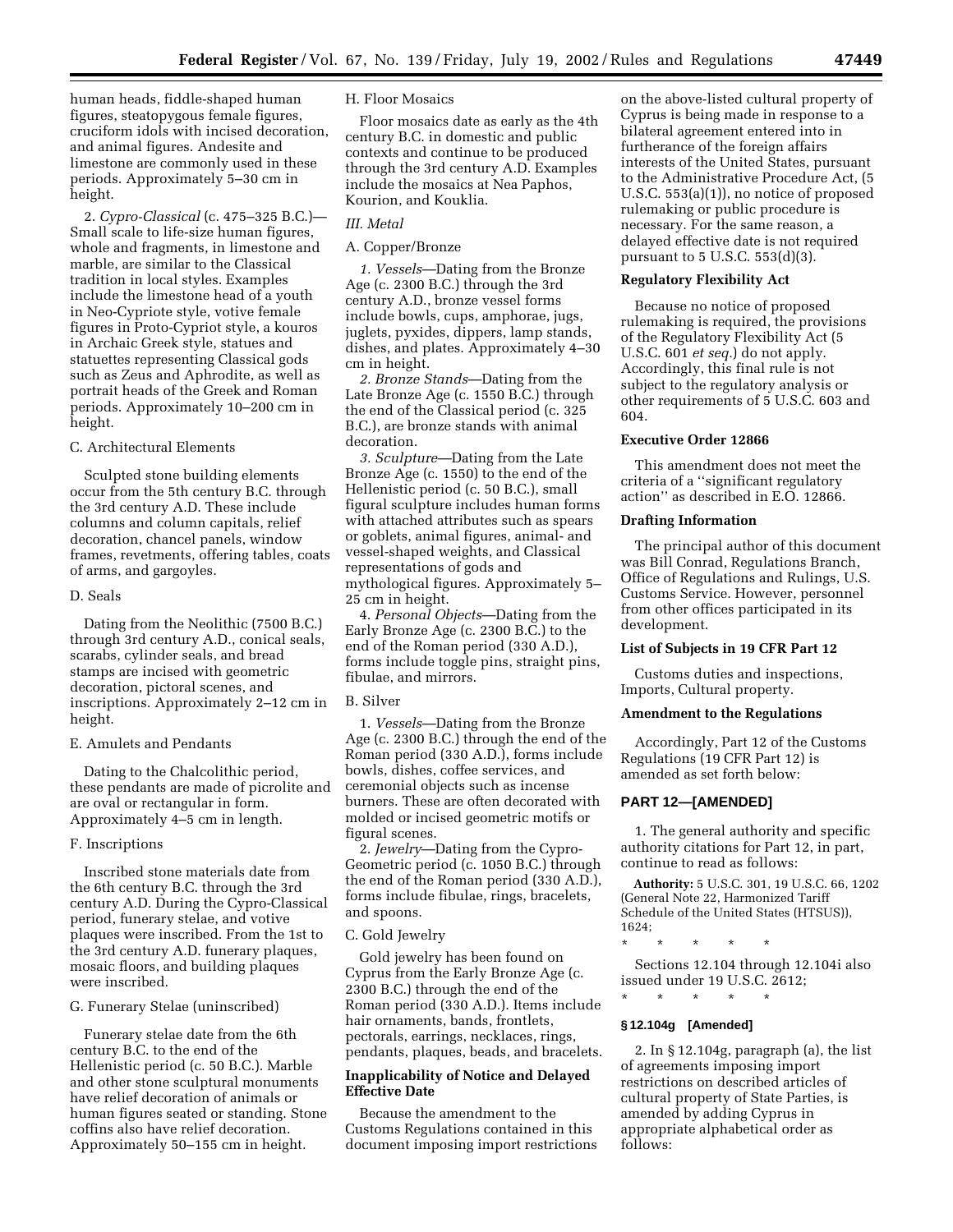human heads, fiddle-shaped human figures, steatopygous female figures, cruciform idols with incised decoration, and animal figures. Andesite and limestone are commonly used in these periods. Approximately 5–30 cm in height.

2. *Cypro-Classical* (c. 475–325 B.C.)—Small scale to life-size human figures, whole and fragments, in limestone and marble, are similar to the Classical tradition in local styles. Examples include the limestone head of a youth in Neo-Cypriote style, votive female figures in Proto-Cypriot style, a kouros in Archaic Greek style, statues and statuettes representing Classical gods such as Zeus and Aphrodite, as well as portrait heads of the Greek and Roman periods. Approximately 10–200 cm in height.

C. Architectural Elements

Sculpted stone building elements occur from the 5th century B.C. through the 3rd century A.D. These include columns and column capitals, relief decoration, chancel panels, window frames, revetments, offering tables, coats of arms, and gargoyles.

D. Seals

Dating from the Neolithic (7500 B.C.) through 3rd century A.D., conical seals, scarabs, cylinder seals, and bread stamps are incised with geometric decoration, pictoral scenes, and inscriptions. Approximately 2–12 cm in height.

E. Amulets and Pendants

Dating to the Chalcolithic period, these pendants are made of picrolite and are oval or rectangular in form. Approximately 4–5 cm in length.

F. Inscriptions

Inscribed stone materials date from the 6th century B.C. through the 3rd century A.D. During the Cypro-Classical period, funerary stelae, and votive plaques were inscribed. From the 1st to the 3rd century A.D. funerary plaques, mosaic floors, and building plaques were inscribed.

G. Funerary Stelae (uninscribed)

Funerary stelae date from the 6th century B.C. to the end of the Hellenistic period (c. 50 B.C.). Marble and other stone sculptural monuments have relief decoration of animals or human figures seated or standing. Stone coffins also have relief decoration. Approximately 50–155 cm in height.

H. Floor Mosaics

Floor mosaics date as early as the 4th century B.C. in domestic and public contexts and continue to be produced through the 3rd century A.D. Examples include the mosaics at Nea Paphos, Kourion, and Kouklia.

*III. Metal*

A. Copper/Bronze

*1. Vessels*—Dating from the Bronze Age (c. 2300 B.C.) through the 3rd century A.D., bronze vessel forms include bowls, cups, amphorae, jugs, juglets, pyxides, dippers, lamp stands, dishes, and plates. Approximately 4–30 cm in height.

*2. Bronze Stands*—Dating from the Late Bronze Age (c. 1550 B.C.) through the end of the Classical period (c. 325 B.C.), are bronze stands with animal decoration.

*3. Sculpture*—Dating from the Late Bronze Age (c. 1550) to the end of the Hellenistic period (c. 50 B.C.), small figural sculpture includes human forms with attached attributes such as spears or goblets, animal figures, animal- and vessel-shaped weights, and Classical representations of gods and mythological figures. Approximately 5–25 cm in height.

4. *Personal Objects*—Dating from the Early Bronze Age (c. 2300 B.C.) to the end of the Roman period (330 A.D.), forms include toggle pins, straight pins, fibulae, and mirrors.

B. Silver

1. *Vessels*—Dating from the Bronze Age (c. 2300 B.C.) through the end of the Roman period (330 A.D.), forms include bowls, dishes, coffee services, and ceremonial objects such as incense burners. These are often decorated with molded or incised geometric motifs or figural scenes.

2. *Jewelry*—Dating from the Cypro-Geometric period (c. 1050 B.C.) through the end of the Roman period (330 A.D.), forms include fibulae, rings, bracelets, and spoons.

C. Gold Jewelry

Gold jewelry has been found on Cyprus from the Early Bronze Age (c. 2300 B.C.) through the end of the Roman period (330 A.D.). Items include hair ornaments, bands, frontlets, pectorals, earrings, necklaces, rings, pendants, plaques, beads, and bracelets.

**Inapplicability of Notice and Delayed Effective Date**

Because the amendment to the Customs Regulations contained in this document imposing import restrictions on the above-listed cultural property of Cyprus is being made in response to a bilateral agreement entered into in furtherance of the foreign affairs interests of the United States, pursuant to the Administrative Procedure Act, (5 U.S.C. 553(a)(1)), no notice of proposed rulemaking or public procedure is necessary. For the same reason, a delayed effective date is not required pursuant to 5 U.S.C. 553(d)(3).

**Regulatory Flexibility Act**

Because no notice of proposed rulemaking is required, the provisions of the Regulatory Flexibility Act (5 U.S.C. 601 *et seq.*) do not apply. Accordingly, this final rule is not subject to the regulatory analysis or other requirements of 5 U.S.C. 603 and 604.

**Executive Order 12866**

This amendment does not meet the criteria of a ''significant regulatory action'' as described in E.O. 12866.

**Drafting Information**

The principal author of this document was Bill Conrad, Regulations Branch, Office of Regulations and Rulings, U.S. Customs Service. However, personnel from other offices participated in its development.

**List of Subjects in 19 CFR Part 12**

Customs duties and inspections, Imports, Cultural property.

**Amendment to the Regulations**

Accordingly, Part 12 of the Customs Regulations (19 CFR Part 12) is amended as set forth below:

## PART 12—[AMENDED]

1. The general authority and specific authority citations for Part 12, in part, continue to read as follows:

**Authority:** 5 U.S.C. 301, 19 U.S.C. 66, 1202 (General Note 22, Harmonized Tariff Schedule of the United States (HTSUS)), 1624;

\* \* \* \* \*

Sections 12.104 through 12.104i also issued under 19 U.S.C. 2612;

\* \* \* \* \*

**§ 12.104g [Amended]**

2. In § 12.104g, paragraph (a), the list of agreements imposing import restrictions on described articles of cultural property of State Parties, is amended by adding Cyprus in appropriate alphabetical order as follows: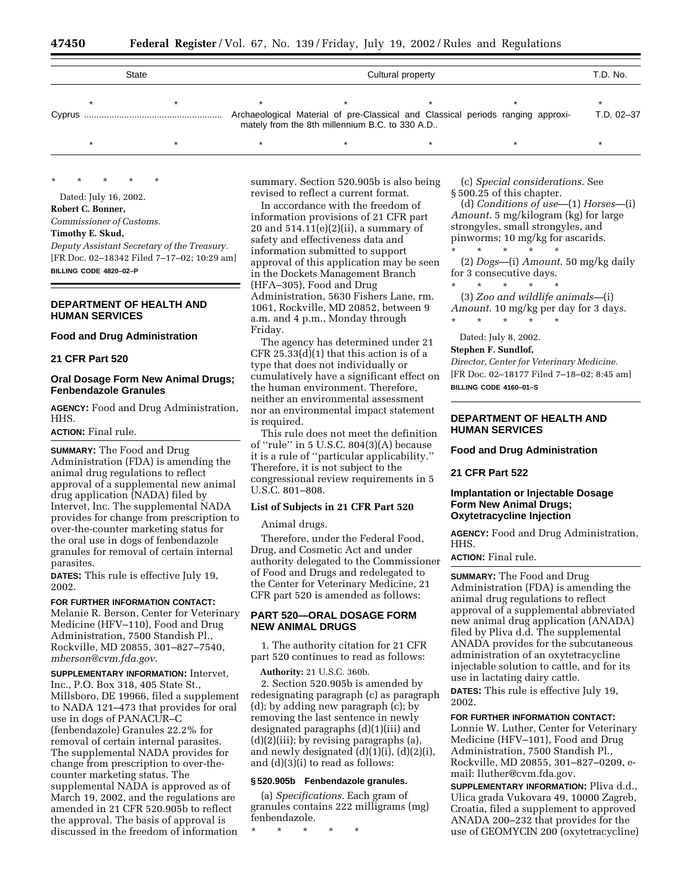| State | Cultural property | T.D. No. |
| --- | --- | --- |
| * * | * * * * | * |
| Cyprus | Archaeological Material of pre-Classical and Classical periods ranging approximately from the 8th millennium B.C. to 330 A.D.. | T.D. 02–37 |
| * * | * * * * | * |

\* \* \* \* \*

Dated: July 16, 2002.

**Robert C. Bonner,**

*Commissioner of Customs.*

**Timothy E. Skud,**

*Deputy Assistant Secretary of the Treasury.*

[FR Doc. 02–18342 Filed 7–17–02; 10:29 am]

**BILLING CODE 4820–02–P**

## DEPARTMENT OF HEALTH AND HUMAN SERVICES

### Food and Drug Administration

### 21 CFR Part 520

### Oral Dosage Form New Animal Drugs; Fenbendazole Granules

**AGENCY:** Food and Drug Administration, HHS.

**ACTION:** Final rule.

**SUMMARY:** The Food and Drug Administration (FDA) is amending the animal drug regulations to reflect approval of a supplemental new animal drug application (NADA) filed by Intervet, Inc. The supplemental NADA provides for change from prescription to over-the-counter marketing status for the oral use in dogs of fenbendazole granules for removal of certain internal parasites.

**DATES:** This rule is effective July 19, 2002.

**FOR FURTHER INFORMATION CONTACT:** Melanie R. Berson, Center for Veterinary Medicine (HFV–110), Food and Drug Administration, 7500 Standish Pl., Rockville, MD 20855, 301–827–7540, *mberson@cvm.fda.gov*.

**SUPPLEMENTARY INFORMATION:** Intervet, Inc., P.O. Box 318, 405 State St., Millsboro, DE 19966, filed a supplement to NADA 121–473 that provides for oral use in dogs of PANACUR–C (fenbendazole) Granules 22.2% for removal of certain internal parasites. The supplemental NADA provides for change from prescription to over-the-counter marketing status. The supplemental NADA is approved as of March 19, 2002, and the regulations are amended in 21 CFR 520.905b to reflect the approval. The basis of approval is discussed in the freedom of information summary. Section 520.905b is also being revised to reflect a current format.

In accordance with the freedom of information provisions of 21 CFR part 20 and 514.11(e)(2)(ii), a summary of safety and effectiveness data and information submitted to support approval of this application may be seen in the Dockets Management Branch (HFA–305), Food and Drug Administration, 5630 Fishers Lane, rm. 1061, Rockville, MD 20852, between 9 a.m. and 4 p.m., Monday through Friday.

The agency has determined under 21 CFR 25.33(d)(1) that this action is of a type that does not individually or cumulatively have a significant effect on the human environment. Therefore, neither an environmental assessment nor an environmental impact statement is required.

This rule does not meet the definition of ''rule'' in 5 U.S.C. 804(3)(A) because it is a rule of ''particular applicability.'' Therefore, it is not subject to the congressional review requirements in 5 U.S.C. 801–808.

#### List of Subjects in 21 CFR Part 520

Animal drugs.

Therefore, under the Federal Food, Drug, and Cosmetic Act and under authority delegated to the Commissioner of Food and Drugs and redelegated to the Center for Veterinary Medicine, 21 CFR part 520 is amended as follows:

### PART 520—ORAL DOSAGE FORM NEW ANIMAL DRUGS

1. The authority citation for 21 CFR part 520 continues to read as follows:

**Authority:** 21 U.S.C. 360b.

2. Section 520.905b is amended by redesignating paragraph (c) as paragraph (d); by adding new paragraph (c); by removing the last sentence in newly designated paragraphs (d)(1)(iii) and (d)(2)(iii); by revising paragraphs (a), and newly designated (d)(1)(i), (d)(2)(i), and (d)(3)(i) to read as follows:

#### § 520.905b Fenbendazole granules.

(a) *Specifications*. Each gram of granules contains 222 milligrams (mg) fenbendazole.

\* \* \* \* \*

(c) *Special considerations*. See § 500.25 of this chapter.

(d) *Conditions of use*—(1) *Horses*—(i) *Amount*. 5 mg/kilogram (kg) for large strongyles, small strongyles, and pinworms; 10 mg/kg for ascarids.

\* \* \* \* \*

(2) *Dogs*—(i) *Amount*. 50 mg/kg daily for 3 consecutive days.

\* \* \* \* \*

(3) *Zoo and wildlife animals*—(i) *Amount*. 10 mg/kg per day for 3 days.

\* \* \* \* \*

Dated: July 8, 2002.

**Stephen F. Sundlof,**

*Director, Center for Veterinary Medicine.*

[FR Doc. 02–18177 Filed 7–18–02; 8:45 am]

**BILLING CODE 4160–01–S**

## DEPARTMENT OF HEALTH AND HUMAN SERVICES

### Food and Drug Administration

### 21 CFR Part 522

### Implantation or Injectable Dosage Form New Animal Drugs; Oxytetracycline Injection

**AGENCY:** Food and Drug Administration, HHS.

**ACTION:** Final rule.

**SUMMARY:** The Food and Drug Administration (FDA) is amending the animal drug regulations to reflect approval of a supplemental abbreviated new animal drug application (ANADA) filed by Pliva d.d. The supplemental ANADA provides for the subcutaneous administration of an oxytetracycline injectable solution to cattle, and for its use in lactating dairy cattle.

**DATES:** This rule is effective July 19, 2002.

**FOR FURTHER INFORMATION CONTACT:** Lonnie W. Luther, Center for Veterinary Medicine (HFV–101), Food and Drug Administration, 7500 Standish Pl., Rockville, MD 20855, 301–827–0209, e-mail: lluther@cvm.fda.gov.

**SUPPLEMENTARY INFORMATION:** Pliva d.d., Ulica grada Vukovara 49, 10000 Zagreb, Croatia, filed a supplement to approved ANADA 200–232 that provides for the use of GEOMYCIN 200 (oxytetracycline)